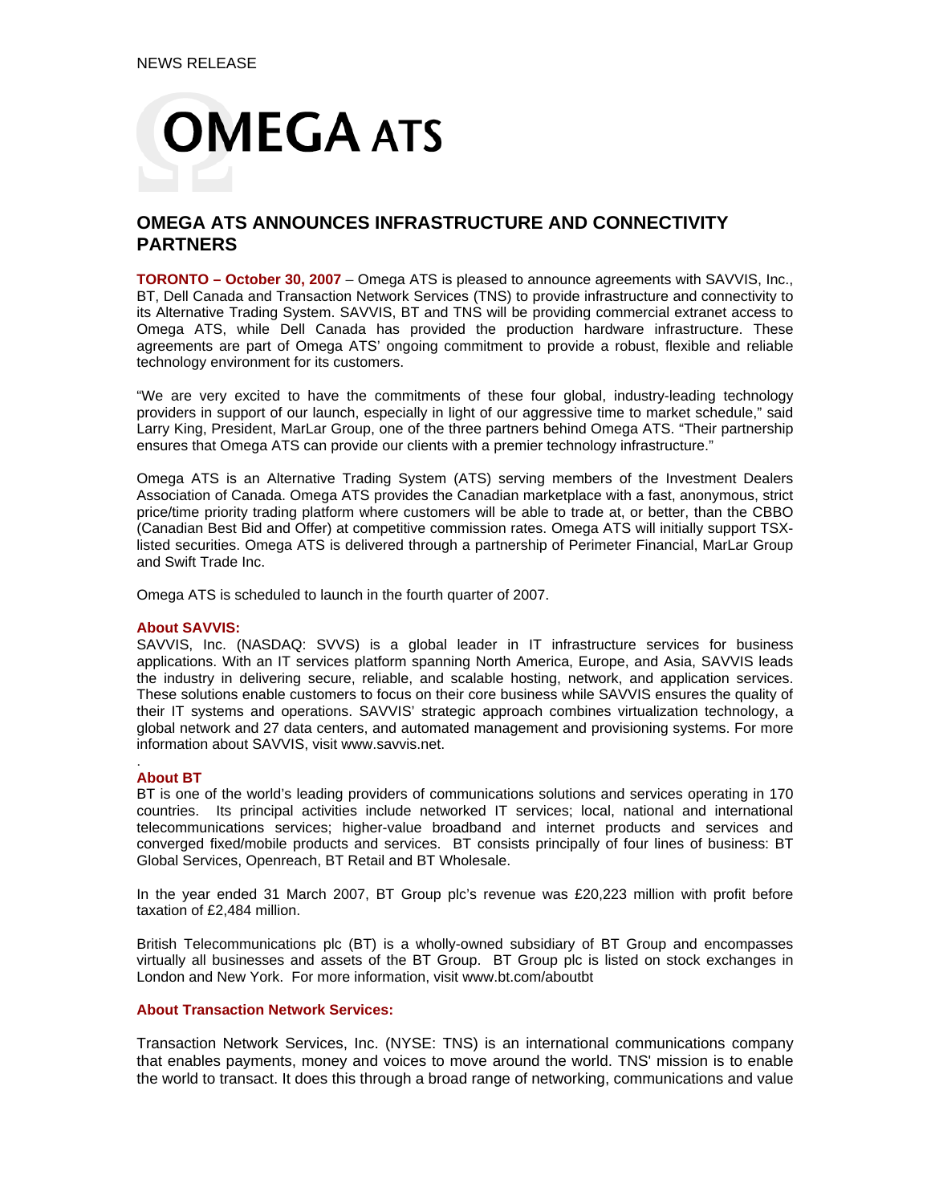NEWS RELEASE

# OMEGA ATS

## OMEGA ATS ANNOUNCES INFRASTRUCTURE AND CONNECTIVITY PARTNERS

**TORONTO – October 30, 2007** – Omega ATS is pleased to announce agreements with SAVVIS, Inc., BT, Dell Canada and Transaction Network Services (TNS) to provide infrastructure and connectivity to its Alternative Trading System. SAVVIS, BT and TNS will be providing commercial extranet access to Omega ATS, while Dell Canada has provided the production hardware infrastructure. These agreements are part of Omega ATS' ongoing commitment to provide a robust, flexible and reliable technology environment for its customers.

"We are very excited to have the commitments of these four global, industry-leading technology providers in support of our launch, especially in light of our aggressive time to market schedule," said Larry King, President, MarLar Group, one of the three partners behind Omega ATS. "Their partnership ensures that Omega ATS can provide our clients with a premier technology infrastructure."

Omega ATS is an Alternative Trading System (ATS) serving members of the Investment Dealers Association of Canada. Omega ATS provides the Canadian marketplace with a fast, anonymous, strict price/time priority trading platform where customers will be able to trade at, or better, than the CBBO (Canadian Best Bid and Offer) at competitive commission rates. Omega ATS will initially support TSX-listed securities. Omega ATS is delivered through a partnership of Perimeter Financial, MarLar Group and Swift Trade Inc.

Omega ATS is scheduled to launch in the fourth quarter of 2007.

### About SAVVIS:

SAVVIS, Inc. (NASDAQ: SVVS) is a global leader in IT infrastructure services for business applications. With an IT services platform spanning North America, Europe, and Asia, SAVVIS leads the industry in delivering secure, reliable, and scalable hosting, network, and application services. These solutions enable customers to focus on their core business while SAVVIS ensures the quality of their IT systems and operations. SAVVIS' strategic approach combines virtualization technology, a global network and 27 data centers, and automated management and provisioning systems. For more information about SAVVIS, visit www.savvis.net.

### About BT

BT is one of the world's leading providers of communications solutions and services operating in 170 countries. Its principal activities include networked IT services; local, national and international telecommunications services; higher-value broadband and internet products and services and converged fixed/mobile products and services. BT consists principally of four lines of business: BT Global Services, Openreach, BT Retail and BT Wholesale.

In the year ended 31 March 2007, BT Group plc's revenue was £20,223 million with profit before taxation of £2,484 million.

British Telecommunications plc (BT) is a wholly-owned subsidiary of BT Group and encompasses virtually all businesses and assets of the BT Group. BT Group plc is listed on stock exchanges in London and New York. For more information, visit www.bt.com/aboutbt

### About Transaction Network Services:

Transaction Network Services, Inc. (NYSE: TNS) is an international communications company that enables payments, money and voices to move around the world. TNS' mission is to enable the world to transact. It does this through a broad range of networking, communications and value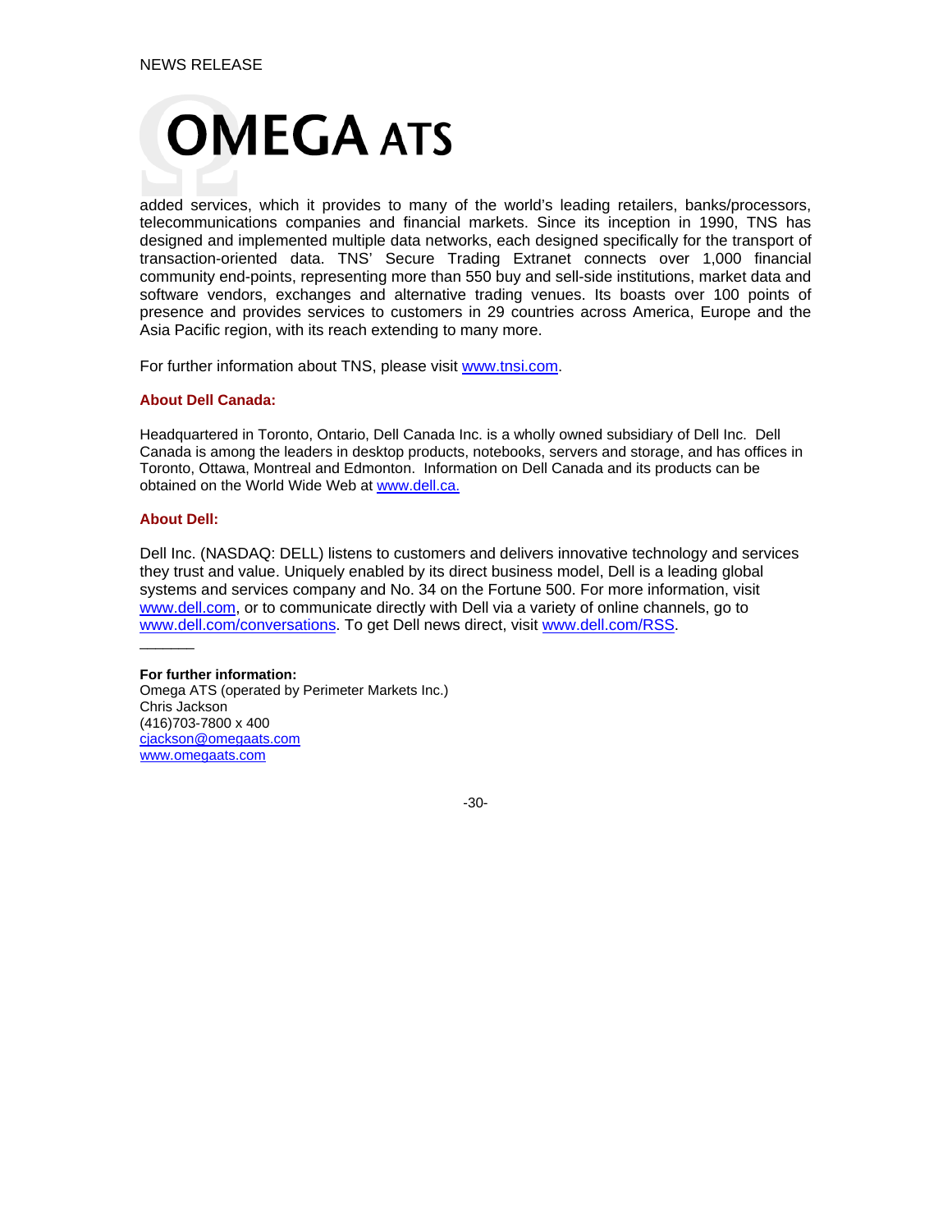NEWS RELEASE

# OMEGA ATS

added services, which it provides to many of the world's leading retailers, banks/processors, telecommunications companies and financial markets. Since its inception in 1990, TNS has designed and implemented multiple data networks, each designed specifically for the transport of transaction-oriented data. TNS' Secure Trading Extranet connects over 1,000 financial community end-points, representing more than 550 buy and sell-side institutions, market data and software vendors, exchanges and alternative trading venues. Its boasts over 100 points of presence and provides services to customers in 29 countries across America, Europe and the Asia Pacific region, with its reach extending to many more.

For further information about TNS, please visit www.tnsi.com.

**About Dell Canada:**

Headquartered in Toronto, Ontario, Dell Canada Inc. is a wholly owned subsidiary of Dell Inc. Dell Canada is among the leaders in desktop products, notebooks, servers and storage, and has offices in Toronto, Ottawa, Montreal and Edmonton. Information on Dell Canada and its products can be obtained on the World Wide Web at www.dell.ca.

**About Dell:**

Dell Inc. (NASDAQ: DELL) listens to customers and delivers innovative technology and services they trust and value. Uniquely enabled by its direct business model, Dell is a leading global systems and services company and No. 34 on the Fortune 500. For more information, visit www.dell.com, or to communicate directly with Dell via a variety of online channels, go to www.dell.com/conversations. To get Dell news direct, visit www.dell.com/RSS.

______

**For further information:**
Omega ATS (operated by Perimeter Markets Inc.)
Chris Jackson
(416)703-7800 x 400
cjackson@omegaats.com
www.omegaats.com

-30-